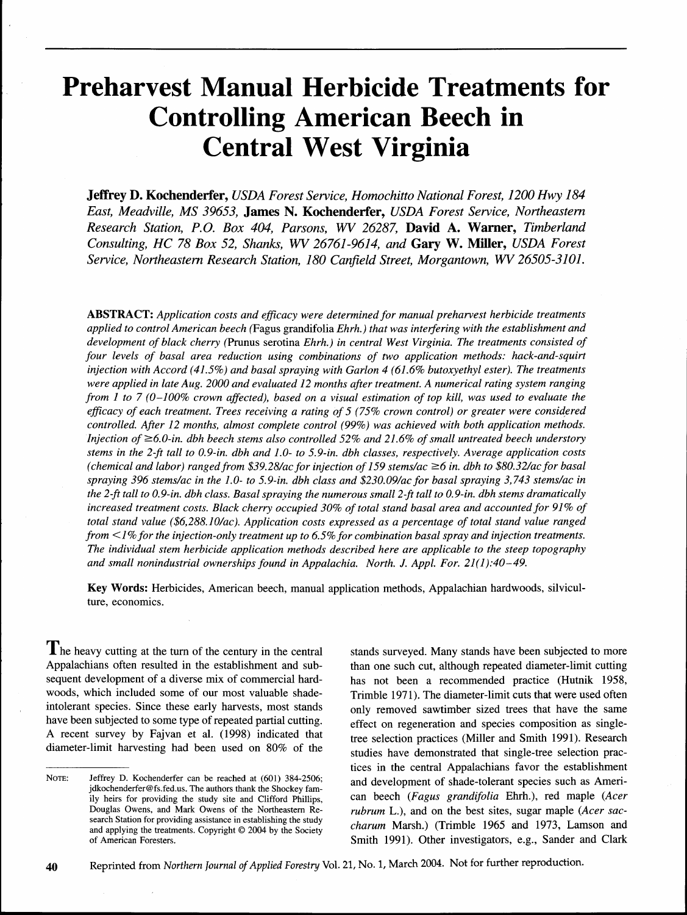# Preharvest Manual Herbicide Treatments for Controlling American Beech in Central West Virginia

**Jeffrey D. Kochenderfer,** *USDA Forest Service, Homochitto National Forest, 1200 Hwy 184 East, Meadville, MS 39653,* **James N. Kochenderfer,** *USDA Forest Service, Northeastern Research Station, P.O. Box 404, Parsons, WV 26287,* **David A. Warner,** *Timberland Consulting, HC 78 Box 52, Shanks, WV 26761-9614, and* **Gary W. Miller,** *USDA Forest Service, Northeastern Research Station, 180 Canfield Street, Morgantown, WV 26505-3101.*

**ABSTRACT:** *Application costs and efficacy were determined for manual preharvest herbicide treatments applied to control American beech (*Fagus grandifolia *Ehrh.) that was interfering with the establishment and development of black cherry (*Prunus serotina *Ehrh.) in central West Virginia. The treatments consisted of four levels of basal area reduction using combinations of two application methods: hack-and-squirt injection with Accord (41.5%) and basal spraying with Garlon 4 (61.6% butoxyethyl ester). The treatments were applied in late Aug. 2000 and evaluated 12 months after treatment. A numerical rating system ranging from 1 to 7 (0–100% crown affected), based on a visual estimation of top kill, was used to evaluate the efficacy of each treatment. Trees receiving a rating of 5 (75% crown control) or greater were considered controlled. After 12 months, almost complete control (99%) was achieved with both application methods. Injection of ≥6.0-in. dbh beech stems also controlled 52% and 21.6% of small untreated beech understory stems in the 2-ft tall to 0.9-in. dbh and 1.0- to 5.9-in. dbh classes, respectively. Average application costs (chemical and labor) ranged from \$39.28/ac for injection of 159 stems/ac ≥6 in. dbh to \$80.32/ac for basal spraying 396 stems/ac in the 1.0- to 5.9-in. dbh class and \$230.09/ac for basal spraying 3,743 stems/ac in the 2-ft tall to 0.9-in. dbh class. Basal spraying the numerous small 2-ft tall to 0.9-in. dbh stems dramatically increased treatment costs. Black cherry occupied 30% of total stand basal area and accounted for 91% of total stand value (\$6,288.10/ac). Application costs expressed as a percentage of total stand value ranged from <1% for the injection-only treatment up to 6.5% for combination basal spray and injection treatments. The individual stem herbicide application methods described here are applicable to the steep topography and small nonindustrial ownerships found in Appalachia. North. J. Appl. For. 21(1):40–49.*

**Key Words:** Herbicides, American beech, manual application methods, Appalachian hardwoods, silviculture, economics.

The heavy cutting at the turn of the century in the central Appalachians often resulted in the establishment and subsequent development of a diverse mix of commercial hardwoods, which included some of our most valuable shade-intolerant species. Since these early harvests, most stands have been subjected to some type of repeated partial cutting. A recent survey by Fajvan et al. (1998) indicated that diameter-limit harvesting had been used on 80% of the stands surveyed. Many stands have been subjected to more than one such cut, although repeated diameter-limit cutting has not been a recommended practice (Hutnik 1958, Trimble 1971). The diameter-limit cuts that were used often only removed sawtimber sized trees that have the same effect on regeneration and species composition as single-tree selection practices (Miller and Smith 1991). Research studies have demonstrated that single-tree selection practices in the central Appalachians favor the establishment and development of shade-tolerant species such as American beech (*Fagus grandifolia* Ehrh.), red maple (*Acer rubrum* L.), and on the best sites, sugar maple (*Acer saccharum* Marsh.) (Trimble 1965 and 1973, Lamson and Smith 1991). Other investigators, e.g., Sander and Clark

NOTE: Jeffrey D. Kochenderfer can be reached at (601) 384-2506; jdkochenderfer@fs.fed.us. The authors thank the Shockey family heirs for providing the study site and Clifford Phillips, Douglas Owens, and Mark Owens of the Northeastern Research Station for providing assistance in establishing the study and applying the treatments. Copyright © 2004 by the Society of American Foresters.

Reprinted from *Northern Journal of Applied Forestry* Vol. 21, No. 1, March 2004. Not for further reproduction.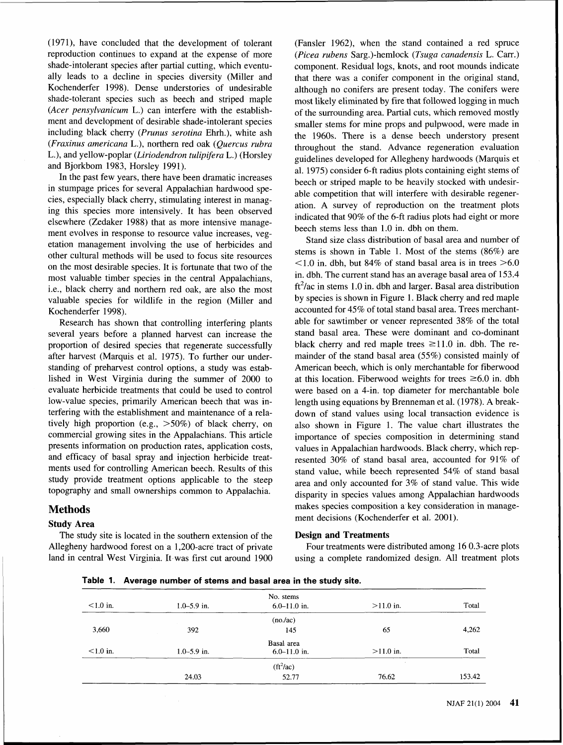(1971), have concluded that the development of tolerant reproduction continues to expand at the expense of more shade-intolerant species after partial cutting, which eventually leads to a decline in species diversity (Miller and Kochenderfer 1998). Dense understories of undesirable shade-tolerant species such as beech and striped maple (*Acer pensylvanicum* L.) can interfere with the establishment and development of desirable shade-intolerant species including black cherry (*Prunus serotina* Ehrh.), white ash (*Fraxinus americana* L.), northern red oak (*Quercus rubra* L.), and yellow-poplar (*Liriodendron tulipifera* L.) (Horsley and Bjorkbom 1983, Horsley 1991).

In the past few years, there have been dramatic increases in stumpage prices for several Appalachian hardwood species, especially black cherry, stimulating interest in managing this species more intensively. It has been observed elsewhere (Zedaker 1988) that as more intensive management evolves in response to resource value increases, vegetation management involving the use of herbicides and other cultural methods will be used to focus site resources on the most desirable species. It is fortunate that two of the most valuable timber species in the central Appalachians, i.e., black cherry and northern red oak, are also the most valuable species for wildlife in the region (Miller and Kochenderfer 1998).

Research has shown that controlling interfering plants several years before a planned harvest can increase the proportion of desired species that regenerate successfully after harvest (Marquis et al. 1975). To further our understanding of preharvest control options, a study was established in West Virginia during the summer of 2000 to evaluate herbicide treatments that could be used to control low-value species, primarily American beech that was interfering with the establishment and maintenance of a relatively high proportion (e.g., >50%) of black cherry, on commercial growing sites in the Appalachians. This article presents information on production rates, application costs, and efficacy of basal spray and injection herbicide treatments used for controlling American beech. Results of this study provide treatment options applicable to the steep topography and small ownerships common to Appalachia.

## Methods

### Study Area

The study site is located in the southern extension of the Allegheny hardwood forest on a 1,200-acre tract of private land in central West Virginia. It was first cut around 1900 (Fansler 1962), when the stand contained a red spruce (*Picea rubens* Sarg.)-hemlock (*Tsuga canadensis* L. Carr.) component. Residual logs, knots, and root mounds indicate that there was a conifer component in the original stand, although no conifers are present today. The conifers were most likely eliminated by fire that followed logging in much of the surrounding area. Partial cuts, which removed mostly smaller stems for mine props and pulpwood, were made in the 1960s. There is a dense beech understory present throughout the stand. Advance regeneration evaluation guidelines developed for Allegheny hardwoods (Marquis et al. 1975) consider 6-ft radius plots containing eight stems of beech or striped maple to be heavily stocked with undesirable competition that will interfere with desirable regeneration. A survey of reproduction on the treatment plots indicated that 90% of the 6-ft radius plots had eight or more beech stems less than 1.0 in. dbh on them.

Stand size class distribution of basal area and number of stems is shown in Table 1. Most of the stems (86%) are <1.0 in. dbh, but 84% of stand basal area is in trees >6.0 in. dbh. The current stand has an average basal area of 153.4 ft$^2$/ac in stems 1.0 in. dbh and larger. Basal area distribution by species is shown in Figure 1. Black cherry and red maple accounted for 45% of total stand basal area. Trees merchantable for sawtimber or veneer represented 38% of the total stand basal area. These were dominant and co-dominant black cherry and red maple trees ≥11.0 in. dbh. The remainder of the stand basal area (55%) consisted mainly of American beech, which is only merchantable for fiberwood at this location. Fiberwood weights for trees ≥6.0 in. dbh were based on a 4-in. top diameter for merchantable bole length using equations by Brenneman et al. (1978). A breakdown of stand values using local transaction evidence is also shown in Figure 1. The value chart illustrates the importance of species composition in determining stand values in Appalachian hardwoods. Black cherry, which represented 30% of stand basal area, accounted for 91% of stand value, while beech represented 54% of stand basal area and only accounted for 3% of stand value. This wide disparity in species values among Appalachian hardwoods makes species composition a key consideration in management decisions (Kochenderfer et al. 2001).

### Design and Treatments

Four treatments were distributed among 16 0.3-acre plots using a complete randomized design. All treatment plots

**Table 1. Average number of stems and basal area in the study site.**

| <1.0 in. | 1.0–5.9 in. | No. stems 6.0–11.0 in. | >11.0 in. | Total |
|---|---|---|---|---|
| | | (no./ac) | | |
| 3,660 | 392 | 145 | 65 | 4,262 |
| <1.0 in. | 1.0–5.9 in. | Basal area 6.0–11.0 in. | >11.0 in. | Total |
| | | (ft$^2$/ac) | | |
| | 24.03 | 52.77 | 76.62 | 153.42 |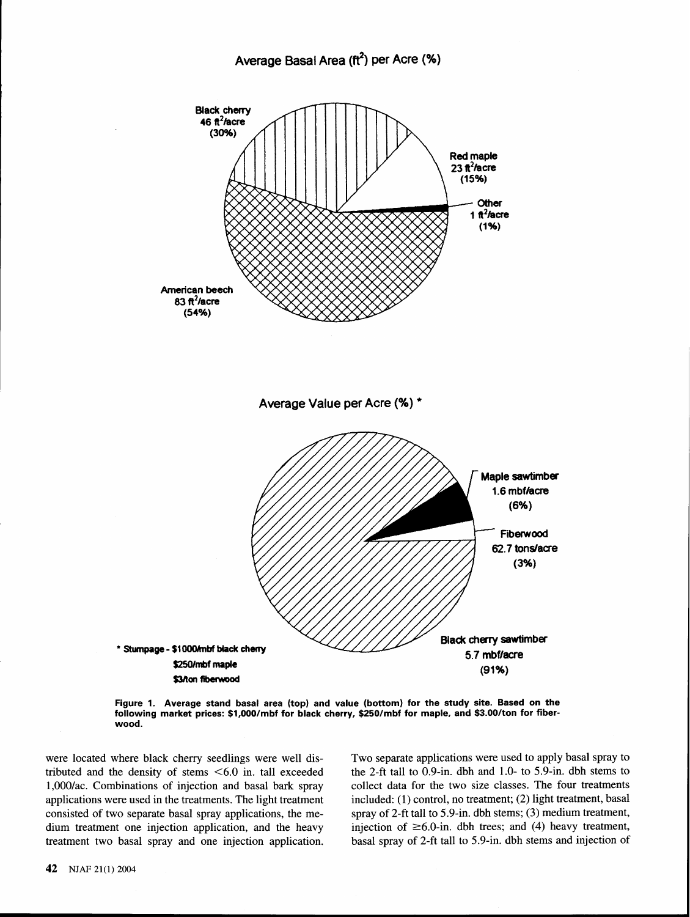Figure 1. Average stand basal area (top) and value (bottom) for the study site. Based on the following market prices: $1,000/mbf for black cherry, $250/mbf for maple, and $3.00/ton for fiberwood.

were located where black cherry seedlings were well distributed and the density of stems <6.0 in. tall exceeded 1,000/ac. Combinations of injection and basal bark spray applications were used in the treatments. The light treatment consisted of two separate basal spray applications, the medium treatment one injection application, and the heavy treatment two basal spray and one injection application. Two separate applications were used to apply basal spray to the 2-ft tall to 0.9-in. dbh and 1.0- to 5.9-in. dbh stems to collect data for the two size classes. The four treatments included: (1) control, no treatment; (2) light treatment, basal spray of 2-ft tall to 5.9-in. dbh stems; (3) medium treatment, injection of ≥6.0-in. dbh trees; and (4) heavy treatment, basal spray of 2-ft tall to 5.9-in. dbh stems and injection of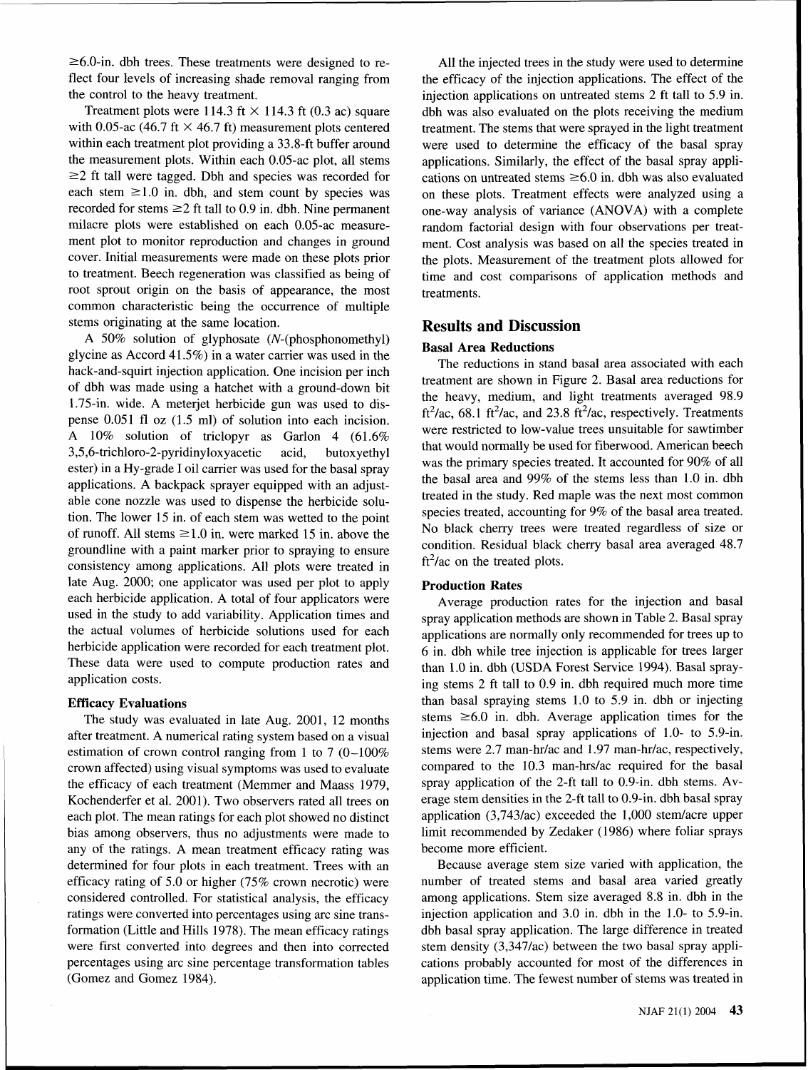≥6.0-in. dbh trees. These treatments were designed to reflect four levels of increasing shade removal ranging from the control to the heavy treatment.

Treatment plots were 114.3 ft × 114.3 ft (0.3 ac) square with 0.05-ac (46.7 ft × 46.7 ft) measurement plots centered within each treatment plot providing a 33.8-ft buffer around the measurement plots. Within each 0.05-ac plot, all stems ≥2 ft tall were tagged. Dbh and species was recorded for each stem ≥1.0 in. dbh, and stem count by species was recorded for stems ≥2 ft tall to 0.9 in. dbh. Nine permanent milacre plots were established on each 0.05-ac measurement plot to monitor reproduction and changes in ground cover. Initial measurements were made on these plots prior to treatment. Beech regeneration was classified as being of root sprout origin on the basis of appearance, the most common characteristic being the occurrence of multiple stems originating at the same location.

A 50% solution of glyphosate (*N*-(phosphonomethyl) glycine as Accord 41.5%) in a water carrier was used in the hack-and-squirt injection application. One incision per inch of dbh was made using a hatchet with a ground-down bit 1.75-in. wide. A meterjet herbicide gun was used to dispense 0.051 fl oz (1.5 ml) of solution into each incision. A 10% solution of triclopyr as Garlon 4 (61.6% 3,5,6-trichloro-2-pyridinyloxyacetic acid, butoxyethyl ester) in a Hy-grade I oil carrier was used for the basal spray applications. A backpack sprayer equipped with an adjustable cone nozzle was used to dispense the herbicide solution. The lower 15 in. of each stem was wetted to the point of runoff. All stems ≥1.0 in. were marked 15 in. above the groundline with a paint marker prior to spraying to ensure consistency among applications. All plots were treated in late Aug. 2000; one applicator was used per plot to apply each herbicide application. A total of four applicators were used in the study to add variability. Application times and the actual volumes of herbicide solutions used for each herbicide application were recorded for each treatment plot. These data were used to compute production rates and application costs.

### Efficacy Evaluations

The study was evaluated in late Aug. 2001, 12 months after treatment. A numerical rating system based on a visual estimation of crown control ranging from 1 to 7 (0–100% crown affected) using visual symptoms was used to evaluate the efficacy of each treatment (Memmer and Maass 1979, Kochenderfer et al. 2001). Two observers rated all trees on each plot. The mean ratings for each plot showed no distinct bias among observers, thus no adjustments were made to any of the ratings. A mean treatment efficacy rating was determined for four plots in each treatment. Trees with an efficacy rating of 5.0 or higher (75% crown necrotic) were considered controlled. For statistical analysis, the efficacy ratings were converted into percentages using arc sine transformation (Little and Hills 1978). The mean efficacy ratings were first converted into degrees and then into corrected percentages using arc sine percentage transformation tables (Gomez and Gomez 1984).

All the injected trees in the study were used to determine the efficacy of the injection applications. The effect of the injection applications on untreated stems 2 ft tall to 5.9 in. dbh was also evaluated on the plots receiving the medium treatment. The stems that were sprayed in the light treatment were used to determine the efficacy of the basal spray applications. Similarly, the effect of the basal spray applications on untreated stems ≥6.0 in. dbh was also evaluated on these plots. Treatment effects were analyzed using a one-way analysis of variance (ANOVA) with a complete random factorial design with four observations per treatment. Cost analysis was based on all the species treated in the plots. Measurement of the treatment plots allowed for time and cost comparisons of application methods and treatments.

## Results and Discussion

### Basal Area Reductions

The reductions in stand basal area associated with each treatment are shown in Figure 2. Basal area reductions for the heavy, medium, and light treatments averaged 98.9 $ft^2$/ac, 68.1 $ft^2$/ac, and 23.8 $ft^2$/ac, respectively. Treatments were restricted to low-value trees unsuitable for sawtimber that would normally be used for fiberwood. American beech was the primary species treated. It accounted for 90% of all the basal area and 99% of the stems less than 1.0 in. dbh treated in the study. Red maple was the next most common species treated, accounting for 9% of the basal area treated. No black cherry trees were treated regardless of size or condition. Residual black cherry basal area averaged 48.7 $ft^2$/ac on the treated plots.

### Production Rates

Average production rates for the injection and basal spray application methods are shown in Table 2. Basal spray applications are normally only recommended for trees up to 6 in. dbh while tree injection is applicable for trees larger than 1.0 in. dbh (USDA Forest Service 1994). Basal spraying stems 2 ft tall to 0.9 in. dbh required much more time than basal spraying stems 1.0 to 5.9 in. dbh or injecting stems ≥6.0 in. dbh. Average application times for the injection and basal spray applications of 1.0- to 5.9-in. stems were 2.7 man-hr/ac and 1.97 man-hr/ac, respectively, compared to the 10.3 man-hrs/ac required for the basal spray application of the 2-ft tall to 0.9-in. dbh stems. Average stem densities in the 2-ft tall to 0.9-in. dbh basal spray application (3,743/ac) exceeded the 1,000 stem/acre upper limit recommended by Zedaker (1986) where foliar sprays become more efficient.

Because average stem size varied with application, the number of treated stems and basal area varied greatly among applications. Stem size averaged 8.8 in. dbh in the injection application and 3.0 in. dbh in the 1.0- to 5.9-in. dbh basal spray application. The large difference in treated stem density (3,347/ac) between the two basal spray applications probably accounted for most of the differences in application time. The fewest number of stems was treated in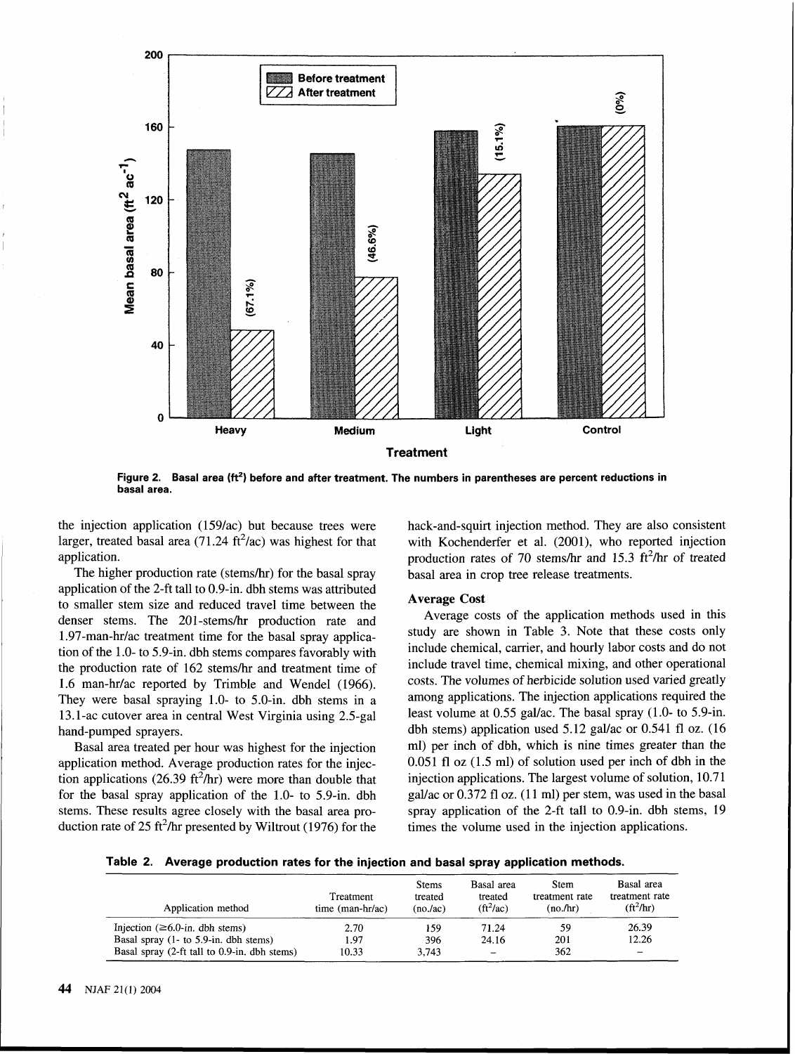Figure 2. Basal area (ft$^2$) before and after treatment. The numbers in parentheses are percent reductions in basal area.

the injection application (159/ac) but because trees were larger, treated basal area (71.24 ft$^2$/ac) was highest for that application.

The higher production rate (stems/hr) for the basal spray application of the 2-ft tall to 0.9-in. dbh stems was attributed to smaller stem size and reduced travel time between the denser stems. The 201-stems/hr production rate and 1.97-man-hr/ac treatment time for the basal spray application of the 1.0- to 5.9-in. dbh stems compares favorably with the production rate of 162 stems/hr and treatment time of 1.6 man-hr/ac reported by Trimble and Wendel (1966). They were basal spraying 1.0- to 5.0-in. dbh stems in a 13.1-ac cutover area in central West Virginia using 2.5-gal hand-pumped sprayers.

Basal area treated per hour was highest for the injection application method. Average production rates for the injection applications (26.39 ft$^2$/hr) were more than double that for the basal spray application of the 1.0- to 5.9-in. dbh stems. These results agree closely with the basal area production rate of 25 ft$^2$/hr presented by Wiltrout (1976) for the hack-and-squirt injection method. They are also consistent with Kochenderfer et al. (2001), who reported injection production rates of 70 stems/hr and 15.3 ft$^2$/hr of treated basal area in crop tree release treatments.

### Average Cost

Average costs of the application methods used in this study are shown in Table 3. Note that these costs only include chemical, carrier, and hourly labor costs and do not include travel time, chemical mixing, and other operational costs. The volumes of herbicide solution used varied greatly among applications. The injection applications required the least volume at 0.55 gal/ac. The basal spray (1.0- to 5.9-in. dbh stems) application used 5.12 gal/ac or 0.541 fl oz. (16 ml) per inch of dbh, which is nine times greater than the 0.051 fl oz (1.5 ml) of solution used per inch of dbh in the injection applications. The largest volume of solution, 10.71 gal/ac or 0.372 fl oz. (11 ml) per stem, was used in the basal spray application of the 2-ft tall to 0.9-in. dbh stems, 19 times the volume used in the injection applications.

**Table 2. Average production rates for the injection and basal spray application methods.**

| Application method | Treatment time (man-hr/ac) | Stems treated (no./ac) | Basal area treated (ft$^2$/ac) | Stem treatment rate (no./hr) | Basal area treatment rate (ft$^2$/hr) |
|---|---|---|---|---|---|
| Injection (≥6.0-in. dbh stems) | 2.70 | 159 | 71.24 | 59 | 26.39 |
| Basal spray (1- to 5.9-in. dbh stems) | 1.97 | 396 | 24.16 | 201 | 12.26 |
| Basal spray (2-ft tall to 0.9-in. dbh stems) | 10.33 | 3,743 | – | 362 | – |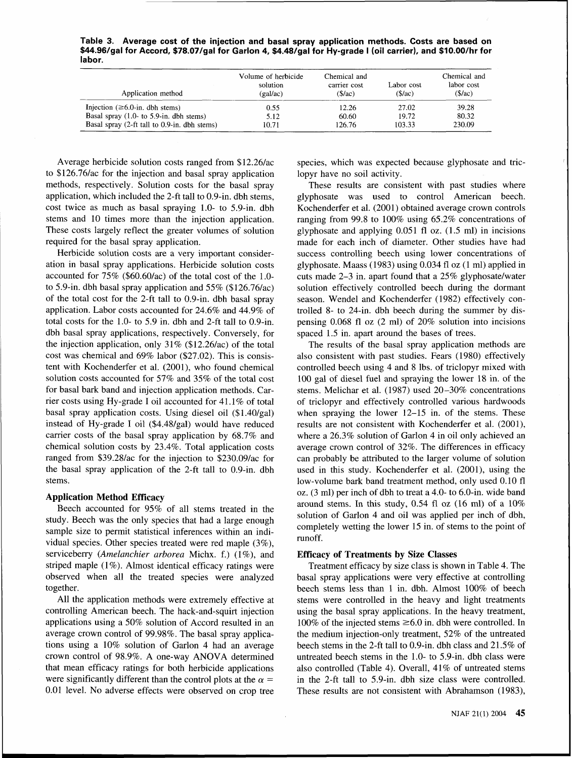**Table 3. Average cost of the injection and basal spray application methods. Costs are based on \$44.96/gal for Accord, \$78.07/gal for Garlon 4, \$4.48/gal for Hy-grade I (oil carrier), and \$10.00/hr for labor.**

| Application method | Volume of herbicide solution (gal/ac) | Chemical and carrier cost (\$/ac) | Labor cost (\$/ac) | Chemical and labor cost (\$/ac) |
|---|---|---|---|---|
| Injection (≥6.0-in. dbh stems) | 0.55 | 12.26 | 27.02 | 39.28 |
| Basal spray (1.0- to 5.9-in. dbh stems) | 5.12 | 60.60 | 19.72 | 80.32 |
| Basal spray (2-ft tall to 0.9-in. dbh stems) | 10.71 | 126.76 | 103.33 | 230.09 |

Average herbicide solution costs ranged from \$12.26/ac to \$126.76/ac for the injection and basal spray application methods, respectively. Solution costs for the basal spray application, which included the 2-ft tall to 0.9-in. dbh stems, cost twice as much as basal spraying 1.0- to 5.9-in. dbh stems and 10 times more than the injection application. These costs largely reflect the greater volumes of solution required for the basal spray application.

Herbicide solution costs are a very important consideration in basal spray applications. Herbicide solution costs accounted for 75% (\$60.60/ac) of the total cost of the 1.0- to 5.9-in. dbh basal spray application and 55% (\$126.76/ac) of the total cost for the 2-ft tall to 0.9-in. dbh basal spray application. Labor costs accounted for 24.6% and 44.9% of total costs for the 1.0- to 5.9 in. dbh and 2-ft tall to 0.9-in. dbh basal spray applications, respectively. Conversely, for the injection application, only 31% (\$12.26/ac) of the total cost was chemical and 69% labor (\$27.02). This is consistent with Kochenderfer et al. (2001), who found chemical solution costs accounted for 57% and 35% of the total cost for basal bark band and injection application methods. Carrier costs using Hy-grade I oil accounted for 41.1% of total basal spray application costs. Using diesel oil (\$1.40/gal) instead of Hy-grade I oil (\$4.48/gal) would have reduced carrier costs of the basal spray application by 68.7% and chemical solution costs by 23.4%. Total application costs ranged from \$39.28/ac for the injection to \$230.09/ac for the basal spray application of the 2-ft tall to 0.9-in. dbh stems.

### Application Method Efficacy

Beech accounted for 95% of all stems treated in the study. Beech was the only species that had a large enough sample size to permit statistical inferences within an individual species. Other species treated were red maple (3%), serviceberry (*Amelanchier arborea* Michx. f.) (1%), and striped maple (1%). Almost identical efficacy ratings were observed when all the treated species were analyzed together.

All the application methods were extremely effective at controlling American beech. The hack-and-squirt injection applications using a 50% solution of Accord resulted in an average crown control of 99.98%. The basal spray applications using a 10% solution of Garlon 4 had an average crown control of 98.9%. A one-way ANOVA determined that mean efficacy ratings for both herbicide applications were significantly different than the control plots at the $\alpha = 0.01$ level. No adverse effects were observed on crop tree species, which was expected because glyphosate and triclopyr have no soil activity.

These results are consistent with past studies where glyphosate was used to control American beech. Kochenderfer et al. (2001) obtained average crown controls ranging from 99.8 to 100% using 65.2% concentrations of glyphosate and applying 0.051 fl oz. (1.5 ml) in incisions made for each inch of diameter. Other studies have had success controlling beech using lower concentrations of glyphosate. Maass (1983) using 0.034 fl oz (1 ml) applied in cuts made 2–3 in. apart found that a 25% glyphosate/water solution effectively controlled beech during the dormant season. Wendel and Kochenderfer (1982) effectively controlled 8- to 24-in. dbh beech during the summer by dispensing 0.068 fl oz (2 ml) of 20% solution into incisions spaced 1.5 in. apart around the bases of trees.

The results of the basal spray application methods are also consistent with past studies. Fears (1980) effectively controlled beech using 4 and 8 lbs. of triclopyr mixed with 100 gal of diesel fuel and spraying the lower 18 in. of the stems. Melichar et al. (1987) used 20–30% concentrations of triclopyr and effectively controlled various hardwoods when spraying the lower 12–15 in. of the stems. These results are not consistent with Kochenderfer et al. (2001), where a 26.3% solution of Garlon 4 in oil only achieved an average crown control of 32%. The differences in efficacy can probably be attributed to the larger volume of solution used in this study. Kochenderfer et al. (2001), using the low-volume bark band treatment method, only used 0.10 fl oz. (3 ml) per inch of dbh to treat a 4.0- to 6.0-in. wide band around stems. In this study, 0.54 fl oz (16 ml) of a 10% solution of Garlon 4 and oil was applied per inch of dbh, completely wetting the lower 15 in. of stems to the point of runoff.

### Efficacy of Treatments by Size Classes

Treatment efficacy by size class is shown in Table 4. The basal spray applications were very effective at controlling beech stems less than 1 in. dbh. Almost 100% of beech stems were controlled in the heavy and light treatments using the basal spray applications. In the heavy treatment, 100% of the injected stems ≥6.0 in. dbh were controlled. In the medium injection-only treatment, 52% of the untreated beech stems in the 2-ft tall to 0.9-in. dbh class and 21.5% of untreated beech stems in the 1.0- to 5.9-in. dbh class were also controlled (Table 4). Overall, 41% of untreated stems in the 2-ft tall to 5.9-in. dbh size class were controlled. These results are not consistent with Abrahamson (1983),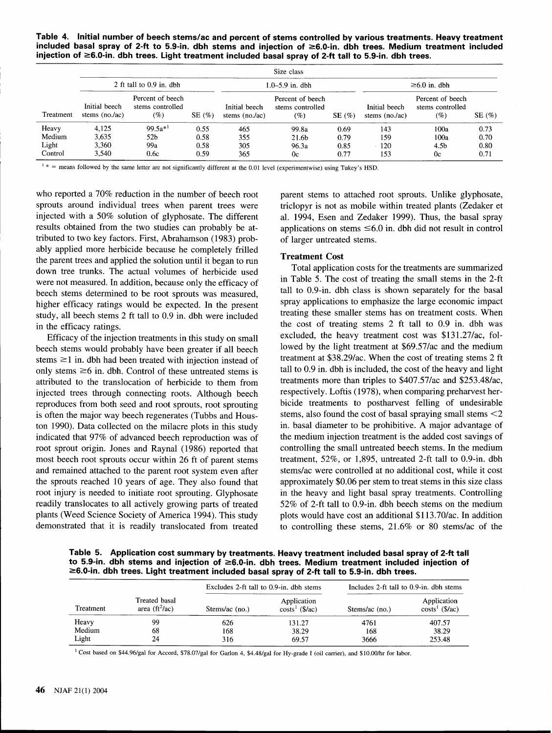**Table 4. Initial number of beech stems/ac and percent of stems controlled by various treatments. Heavy treatment included basal spray of 2-ft to 5.9-in. dbh stems and injection of ≥6.0-in. dbh trees. Medium treatment included injection of ≥6.0-in. dbh trees. Light treatment included basal spray of 2-ft tall to 5.9-in. dbh trees.**

| | Size class | | | | | | | | |
|---|---|---|---|---|---|---|---|---|---|
| | 2 ft tall to 0.9 in. dbh | | | 1.0–5.9 in. dbh | | | ≥6.0 in. dbh | | |
| Treatment | Initial beech stems (no./ac) | Percent of beech stems controlled (%) | SE (%) | Initial beech stems (no./ac) | Percent of beech stems controlled (%) | SE (%) | Initial beech stems (no./ac) | Percent of beech stems controlled (%) | SE (%) |
| Heavy | 4,125 | 99.5a*[1] | 0.55 | 465 | 99.8a | 0.69 | 143 | 100a | 0.73 |
| Medium | 3,635 | 52b | 0.58 | 355 | 21.6b | 0.79 | 159 | 100a | 0.70 |
| Light | 3,360 | 99a | 0.58 | 305 | 96.3a | 0.85 | 120 | 4.5b | 0.80 |
| Control | 3,540 | 0.6c | 0.59 | 365 | 0c | 0.77 | 153 | 0c | 0.71 |

[1] * = means followed by the same letter are not significantly different at the 0.01 level (experimentwise) using Tukey's HSD.

who reported a 70% reduction in the number of beech root sprouts around individual trees when parent trees were injected with a 50% solution of glyphosate. The different results obtained from the two studies can probably be attributed to two key factors. First, Abrahamson (1983) probably applied more herbicide because he completely frilled the parent trees and applied the solution until it began to run down tree trunks. The actual volumes of herbicide used were not measured. In addition, because only the efficacy of beech stems determined to be root sprouts was measured, higher efficacy ratings would be expected. In the present study, all beech stems 2 ft tall to 0.9 in. dbh were included in the efficacy ratings.

Efficacy of the injection treatments in this study on small beech stems would probably have been greater if all beech stems ≥1 in. dbh had been treated with injection instead of only stems ≥6 in. dbh. Control of these untreated stems is attributed to the translocation of herbicide to them from injected trees through connecting roots. Although beech reproduces from both seed and root sprouts, root sprouting is often the major way beech regenerates (Tubbs and Houston 1990). Data collected on the milacre plots in this study indicated that 97% of advanced beech reproduction was of root sprout origin. Jones and Raynal (1986) reported that most beech root sprouts occur within 26 ft of parent stems and remained attached to the parent root system even after the sprouts reached 10 years of age. They also found that root injury is needed to initiate root sprouting. Glyphosate readily translocates to all actively growing parts of treated plants (Weed Science Society of America 1994). This study demonstrated that it is readily translocated from treated parent stems to attached root sprouts. Unlike glyphosate, triclopyr is not as mobile within treated plants (Zedaker et al. 1994, Esen and Zedaker 1999). Thus, the basal spray applications on stems ≤6.0 in. dbh did not result in control of larger untreated stems.

### Treatment Cost

Total application costs for the treatments are summarized in Table 5. The cost of treating the small stems in the 2-ft tall to 0.9-in. dbh class is shown separately for the basal spray applications to emphasize the large economic impact treating these smaller stems has on treatment costs. When the cost of treating stems 2 ft tall to 0.9 in. dbh was excluded, the heavy treatment cost was $131.27/ac, followed by the light treatment at $69.57/ac and the medium treatment at $38.29/ac. When the cost of treating stems 2 ft tall to 0.9 in. dbh is included, the cost of the heavy and light treatments more than triples to $407.57/ac and $253.48/ac, respectively. Loftis (1978), when comparing preharvest herbicide treatments to postharvest felling of undesirable stems, also found the cost of basal spraying small stems <2 in. basal diameter to be prohibitive. A major advantage of the medium injection treatment is the added cost savings of controlling the small untreated beech stems. In the medium treatment, 52%, or 1,895, untreated 2-ft tall to 0.9-in. dbh stems/ac were controlled at no additional cost, while it cost approximately $0.06 per stem to treat stems in this size class in the heavy and light basal spray treatments. Controlling 52% of 2-ft tall to 0.9-in. dbh beech stems on the medium plots would have cost an additional $113.70/ac. In addition to controlling these stems, 21.6% or 80 stems/ac of the

**Table 5. Application cost summary by treatments. Heavy treatment included basal spray of 2-ft tall to 5.9-in. dbh stems and injection of ≥6.0-in. dbh trees. Medium treatment included injection of ≥6.0-in. dbh trees. Light treatment included basal spray of 2-ft tall to 5.9-in. dbh trees.**

| | | Excludes 2-ft tall to 0.9-in. dbh stems | | Includes 2-ft tall to 0.9-in. dbh stems | |
|---|---|---|---|---|---|
| Treatment | Treated basal area ($ft^2$/ac) | Stems/ac (no.) | Application costs[1] ($/ac) | Stems/ac (no.) | Application costs[1] ($/ac) |
| Heavy | 99 | 626 | 131.27 | 4761 | 407.57 |
| Medium | 68 | 168 | 38.29 | 168 | 38.29 |
| Light | 24 | 316 | 69.57 | 3666 | 253.48 |

[1] Cost based on $44.96/gal for Accord, $78.07/gal for Garlon 4, $4.48/gal for Hy-grade I (oil carrier), and $10.00/hr for labor.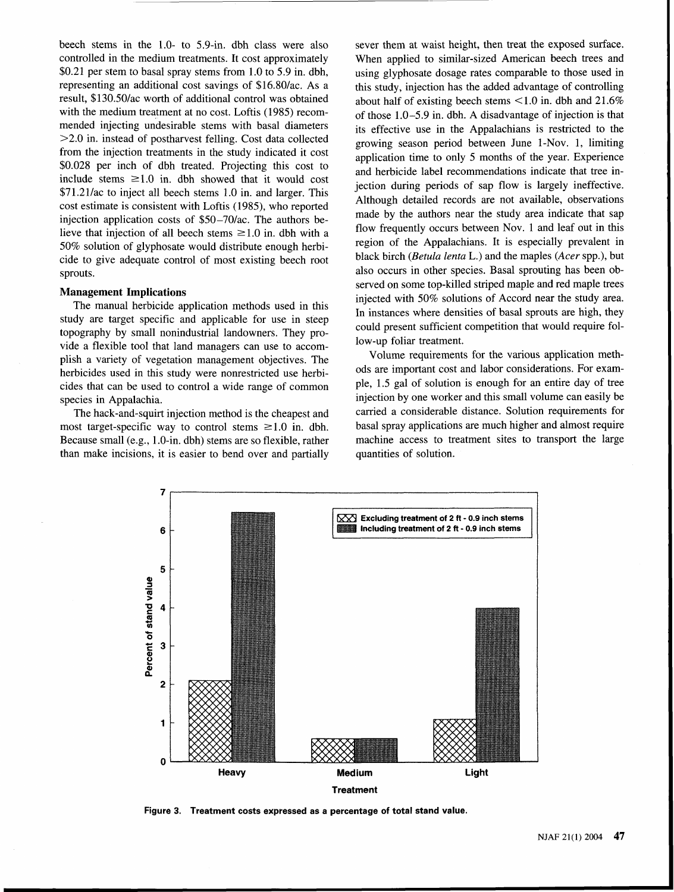beech stems in the 1.0- to 5.9-in. dbh class were also controlled in the medium treatments. It cost approximately \$0.21 per stem to basal spray stems from 1.0 to 5.9 in. dbh, representing an additional cost savings of \$16.80/ac. As a result, \$130.50/ac worth of additional control was obtained with the medium treatment at no cost. Loftis (1985) recommended injecting undesirable stems with basal diameters >2.0 in. instead of postharvest felling. Cost data collected from the injection treatments in the study indicated it cost \$0.028 per inch of dbh treated. Projecting this cost to include stems ≥1.0 in. dbh showed that it would cost \$71.21/ac to inject all beech stems 1.0 in. and larger. This cost estimate is consistent with Loftis (1985), who reported injection application costs of \$50–70/ac. The authors believe that injection of all beech stems ≥1.0 in. dbh with a 50% solution of glyphosate would distribute enough herbicide to give adequate control of most existing beech root sprouts.

### Management Implications

The manual herbicide application methods used in this study are target specific and applicable for use in steep topography by small nonindustrial landowners. They provide a flexible tool that land managers can use to accomplish a variety of vegetation management objectives. The herbicides used in this study were nonrestricted use herbicides that can be used to control a wide range of common species in Appalachia.

The hack-and-squirt injection method is the cheapest and most target-specific way to control stems ≥1.0 in. dbh. Because small (e.g., 1.0-in. dbh) stems are so flexible, rather than make incisions, it is easier to bend over and partially sever them at waist height, then treat the exposed surface. When applied to similar-sized American beech trees and using glyphosate dosage rates comparable to those used in this study, injection has the added advantage of controlling about half of existing beech stems <1.0 in. dbh and 21.6% of those 1.0–5.9 in. dbh. A disadvantage of injection is that its effective use in the Appalachians is restricted to the growing season period between June 1-Nov. 1, limiting application time to only 5 months of the year. Experience and herbicide label recommendations indicate that tree injection during periods of sap flow is largely ineffective. Although detailed records are not available, observations made by the authors near the study area indicate that sap flow frequently occurs between Nov. 1 and leaf out in this region of the Appalachians. It is especially prevalent in black birch (*Betula lenta* L.) and the maples (*Acer* spp.), but also occurs in other species. Basal sprouting has been observed on some top-killed striped maple and red maple trees injected with 50% solutions of Accord near the study area. In instances where densities of basal sprouts are high, they could present sufficient competition that would require follow-up foliar treatment.

Volume requirements for the various application methods are important cost and labor considerations. For example, 1.5 gal of solution is enough for an entire day of tree injection by one worker and this small volume can easily be carried a considerable distance. Solution requirements for basal spray applications are much higher and almost require machine access to treatment sites to transport the large quantities of solution.

**Figure 3. Treatment costs expressed as a percentage of total stand value.**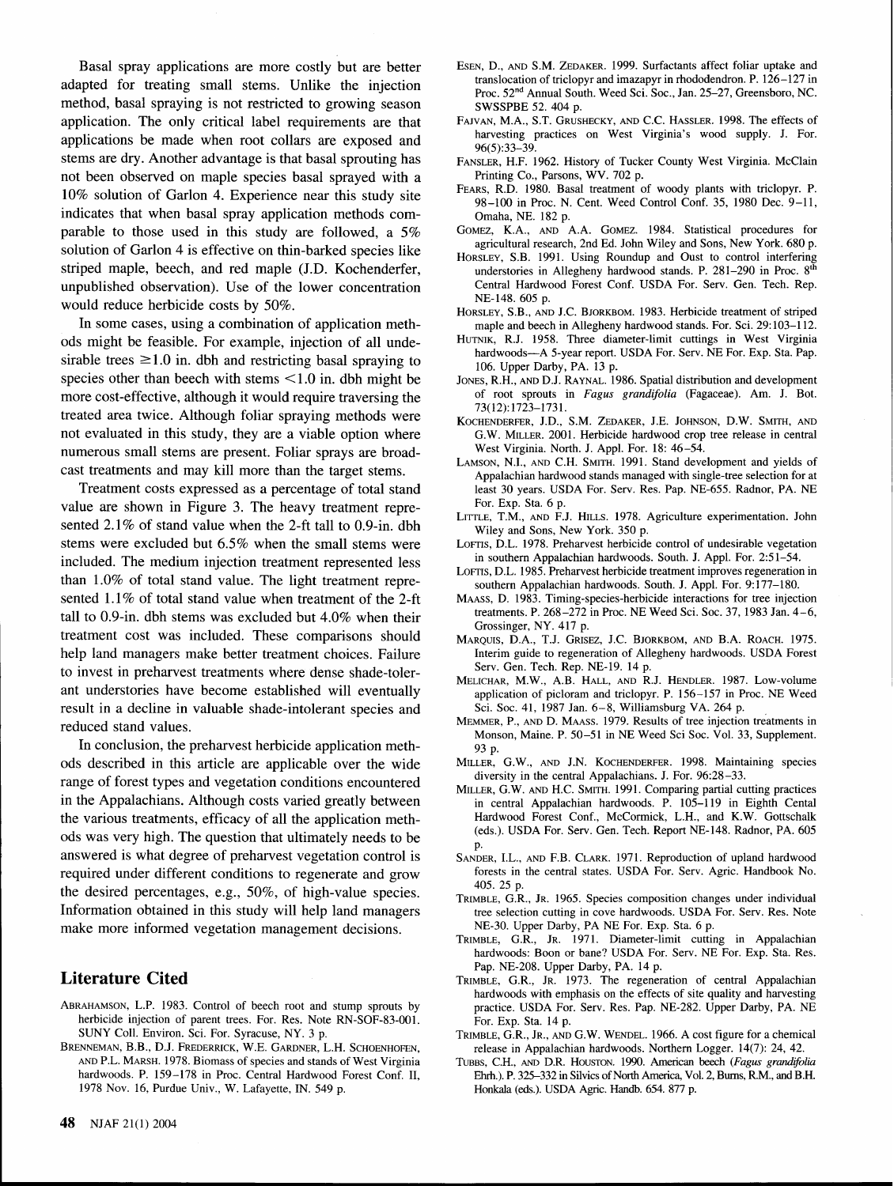Basal spray applications are more costly but are better adapted for treating small stems. Unlike the injection method, basal spraying is not restricted to growing season application. The only critical label requirements are that applications be made when root collars are exposed and stems are dry. Another advantage is that basal sprouting has not been observed on maple species basal sprayed with a 10% solution of Garlon 4. Experience near this study site indicates that when basal spray application methods comparable to those used in this study are followed, a 5% solution of Garlon 4 is effective on thin-barked species like striped maple, beech, and red maple (J.D. Kochenderfer, unpublished observation). Use of the lower concentration would reduce herbicide costs by 50%.

In some cases, using a combination of application methods might be feasible. For example, injection of all undesirable trees ≥1.0 in. dbh and restricting basal spraying to species other than beech with stems <1.0 in. dbh might be more cost-effective, although it would require traversing the treated area twice. Although foliar spraying methods were not evaluated in this study, they are a viable option where numerous small stems are present. Foliar sprays are broadcast treatments and may kill more than the target stems.

Treatment costs expressed as a percentage of total stand value are shown in Figure 3. The heavy treatment represented 2.1% of stand value when the 2-ft tall to 0.9-in. dbh stems were excluded but 6.5% when the small stems were included. The medium injection treatment represented less than 1.0% of total stand value. The light treatment represented 1.1% of total stand value when treatment of the 2-ft tall to 0.9-in. dbh stems was excluded but 4.0% when their treatment cost was included. These comparisons should help land managers make better treatment choices. Failure to invest in preharvest treatments where dense shade-tolerant understories have become established will eventually result in a decline in valuable shade-intolerant species and reduced stand values.

In conclusion, the preharvest herbicide application methods described in this article are applicable over the wide range of forest types and vegetation conditions encountered in the Appalachians. Although costs varied greatly between the various treatments, efficacy of all the application methods was very high. The question that ultimately needs to be answered is what degree of preharvest vegetation control is required under different conditions to regenerate and grow the desired percentages, e.g., 50%, of high-value species. Information obtained in this study will help land managers make more informed vegetation management decisions.

## Literature Cited

Abrahamson, L.P. 1983. Control of beech root and stump sprouts by herbicide injection of parent trees. For. Res. Note RN-SOF-83-001. SUNY Coll. Environ. Sci. For. Syracuse, NY. 3 p.

Brenneman, B.B., D.J. Frederick, W.E. Gardner, L.H. Schoenhofen, and P.L. Marsh. 1978. Biomass of species and stands of West Virginia hardwoods. P. 159–178 in Proc. Central Hardwood Forest Conf. II, 1978 Nov. 16, Purdue Univ., W. Lafayette, IN. 549 p.

Esen, D., and S.M. Zedaker. 1999. Surfactants affect foliar uptake and translocation of triclopyr and imazapyr in rhododendron. P. 126–127 in Proc. 52nd Annual South. Weed Sci. Soc., Jan. 25–27, Greensboro, NC. SWSSPBE 52. 404 p.

Fajvan, M.A., S.T. Grushecky, and C.C. Hassler. 1998. The effects of harvesting practices on West Virginia's wood supply. J. For. 96(5):33–39.

Fansler, H.F. 1962. History of Tucker County West Virginia. McClain Printing Co., Parsons, WV. 702 p.

Fears, R.D. 1980. Basal treatment of woody plants with triclopyr. P. 98–100 in Proc. N. Cent. Weed Control Conf. 35, 1980 Dec. 9–11, Omaha, NE. 182 p.

Gomez, K.A., and A.A. Gomez. 1984. Statistical procedures for agricultural research, 2nd Ed. John Wiley and Sons, New York. 680 p.

Horsley, S.B. 1991. Using Roundup and Oust to control interfering understories in Allegheny hardwood stands. P. 281–290 in Proc. 8th Central Hardwood Forest Conf. USDA For. Serv. Gen. Tech. Rep. NE-148. 605 p.

Horsley, S.B., and J.C. Bjorkbom. 1983. Herbicide treatment of striped maple and beech in Allegheny hardwood stands. For. Sci. 29:103–112.

Hutnik, R.J. 1958. Three diameter-limit cuttings in West Virginia hardwoods—A 5-year report. USDA For. Serv. NE For. Exp. Sta. Pap. 106. Upper Darby, PA. 13 p.

Jones, R.H., and D.J. Raynal. 1986. Spatial distribution and development of root sprouts in *Fagus grandifolia* (Fagaceae). Am. J. Bot. 73(12):1723–1731.

Kochenderfer, J.D., S.M. Zedaker, J.E. Johnson, D.W. Smith, and G.W. Miller. 2001. Herbicide hardwood crop tree release in central West Virginia. North. J. Appl. For. 18: 46–54.

Lamson, N.I., and C.H. Smith. 1991. Stand development and yields of Appalachian hardwood stands managed with single-tree selection for at least 30 years. USDA For. Serv. Res. Pap. NE-655. Radnor, PA. NE For. Exp. Sta. 6 p.

Little, T.M., and F.J. Hills. 1978. Agriculture experimentation. John Wiley and Sons, New York. 350 p.

Loftis, D.L. 1978. Preharvest herbicide control of undesirable vegetation in southern Appalachian hardwoods. South. J. Appl. For. 2:51–54.

Loftis, D.L. 1985. Preharvest herbicide treatment improves regeneration in southern Appalachian hardwoods. South. J. Appl. For. 9:177–180.

Maass, D. 1983. Timing-species-herbicide interactions for tree injection treatments. P. 268–272 in Proc. NE Weed Sci. Soc. 37, 1983 Jan. 4–6, Grossinger, NY. 417 p.

Marquis, D.A., T.J. Grisez, J.C. Bjorkbom, and B.A. Roach. 1975. Interim guide to regeneration of Allegheny hardwoods. USDA Forest Serv. Gen. Tech. Rep. NE-19. 14 p.

Melichar, M.W., A.B. Hall, and R.J. Hendler. 1987. Low-volume application of picloram and triclopyr. P. 156–157 in Proc. NE Weed Sci. Soc. 41, 1987 Jan. 6–8, Williamsburg VA. 264 p.

Memmer, P., and D. Maass. 1979. Results of tree injection treatments in Monson, Maine. P. 50–51 in NE Weed Sci Soc. Vol. 33, Supplement. 93 p.

Miller, G.W., and J.N. Kochenderfer. 1998. Maintaining species diversity in the central Appalachians. J. For. 96:28–33.

Miller, G.W. and H.C. Smith. 1991. Comparing partial cutting practices in central Appalachian hardwoods. P. 105–119 in Eighth Cental Hardwood Forest Conf., McCormick, L.H., and K.W. Gottschalk (eds.). USDA For. Serv. Gen. Tech. Report NE-148. Radnor, PA. 605 p.

Sander, I.L., and F.B. Clark. 1971. Reproduction of upland hardwood forests in the central states. USDA For. Serv. Agric. Handbook No. 405. 25 p.

Trimble, G.R., Jr. 1965. Species composition changes under individual tree selection cutting in cove hardwoods. USDA For. Serv. Res. Note NE-30. Upper Darby, PA NE For. Exp. Sta. 6 p.

Trimble, G.R., Jr. 1971. Diameter-limit cutting in Appalachian hardwoods: Boon or bane? USDA For. Serv. NE For. Exp. Sta. Res. Pap. NE-208. Upper Darby, PA. 14 p.

Trimble, G.R., Jr. 1973. The regeneration of central Appalachian hardwoods with emphasis on the effects of site quality and harvesting practice. USDA For. Serv. Res. Pap. NE-282. Upper Darby, PA. NE For. Exp. Sta. 14 p.

Trimble, G.R., Jr., and G.W. Wendel. 1966. A cost figure for a chemical release in Appalachian hardwoods. Northern Logger. 14(7): 24, 42.

Tubbs, C.H., and D.R. Houston. 1990. American beech (*Fagus grandifolia* Ehrh.). P. 325–332 in Silvics of North America, Vol. 2, Burns, R.M., and B.H. Honkala (eds.). USDA Agric. Handb. 654. 877 p.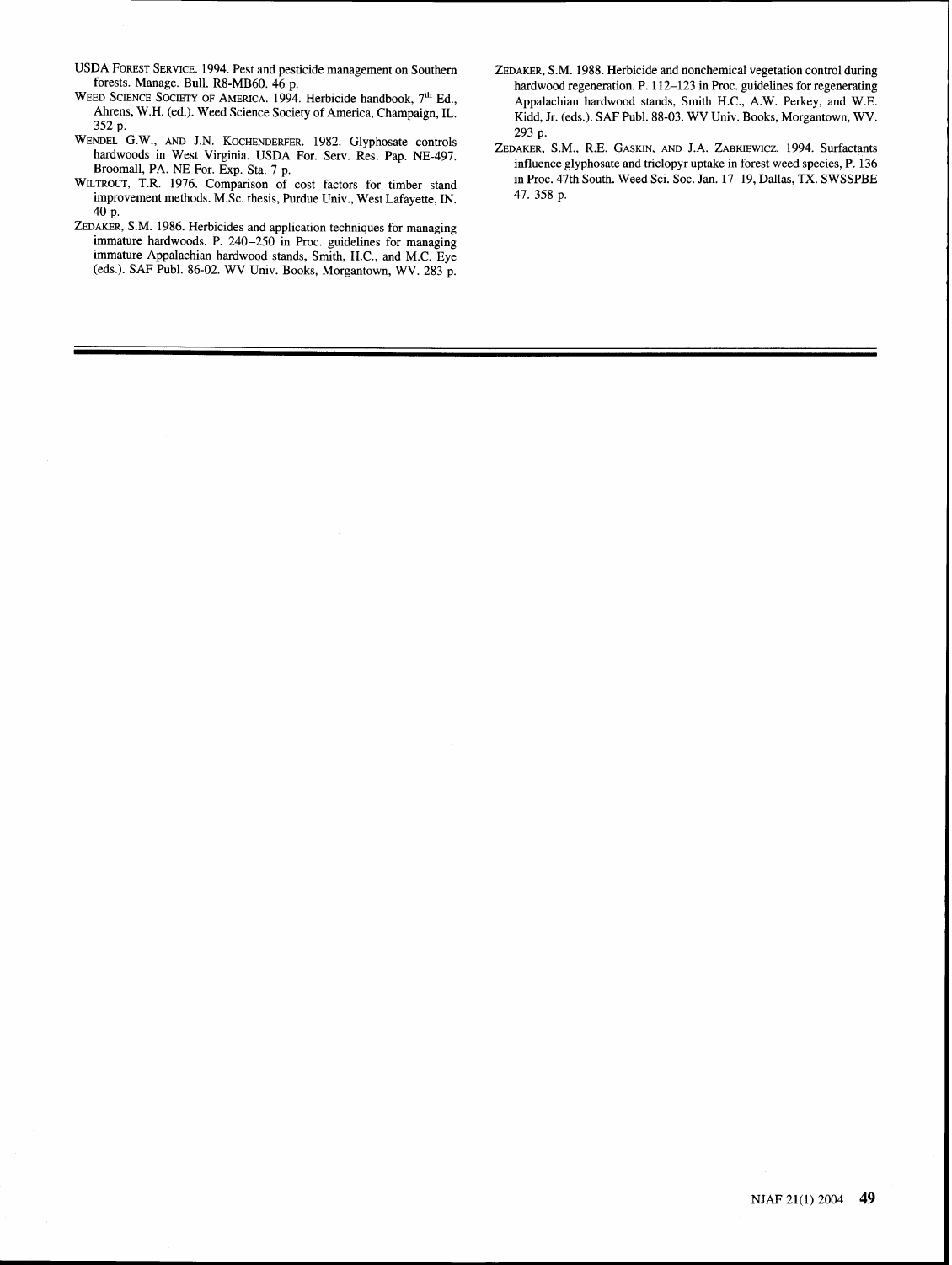USDA Forest Service. 1994. Pest and pesticide management on Southern forests. Manage. Bull. R8-MB60. 46 p.

Weed Science Society of America. 1994. Herbicide handbook, 7th Ed., Ahrens, W.H. (ed.). Weed Science Society of America, Champaign, IL. 352 p.

Wendel G.W., and J.N. Kochenderfer. 1982. Glyphosate controls hardwoods in West Virginia. USDA For. Serv. Res. Pap. NE-497. Broomall, PA. NE For. Exp. Sta. 7 p.

Wiltrout, T.R. 1976. Comparison of cost factors for timber stand improvement methods. M.Sc. thesis, Purdue Univ., West Lafayette, IN. 40 p.

Zedaker, S.M. 1986. Herbicides and application techniques for managing immature hardwoods. P. 240–250 in Proc. guidelines for managing immature Appalachian hardwood stands, Smith, H.C., and M.C. Eye (eds.). SAF Publ. 86-02. WV Univ. Books, Morgantown, WV. 283 p.

Zedaker, S.M. 1988. Herbicide and nonchemical vegetation control during hardwood regeneration. P. 112–123 in Proc. guidelines for regenerating Appalachian hardwood stands, Smith H.C., A.W. Perkey, and W.E. Kidd, Jr. (eds.). SAF Publ. 88-03. WV Univ. Books, Morgantown, WV. 293 p.

Zedaker, S.M., R.E. Gaskin, and J.A. Zabkiewicz. 1994. Surfactants influence glyphosate and triclopyr uptake in forest weed species, P. 136 in Proc. 47th South. Weed Sci. Soc. Jan. 17–19, Dallas, TX. SWSSPBE 47. 358 p.